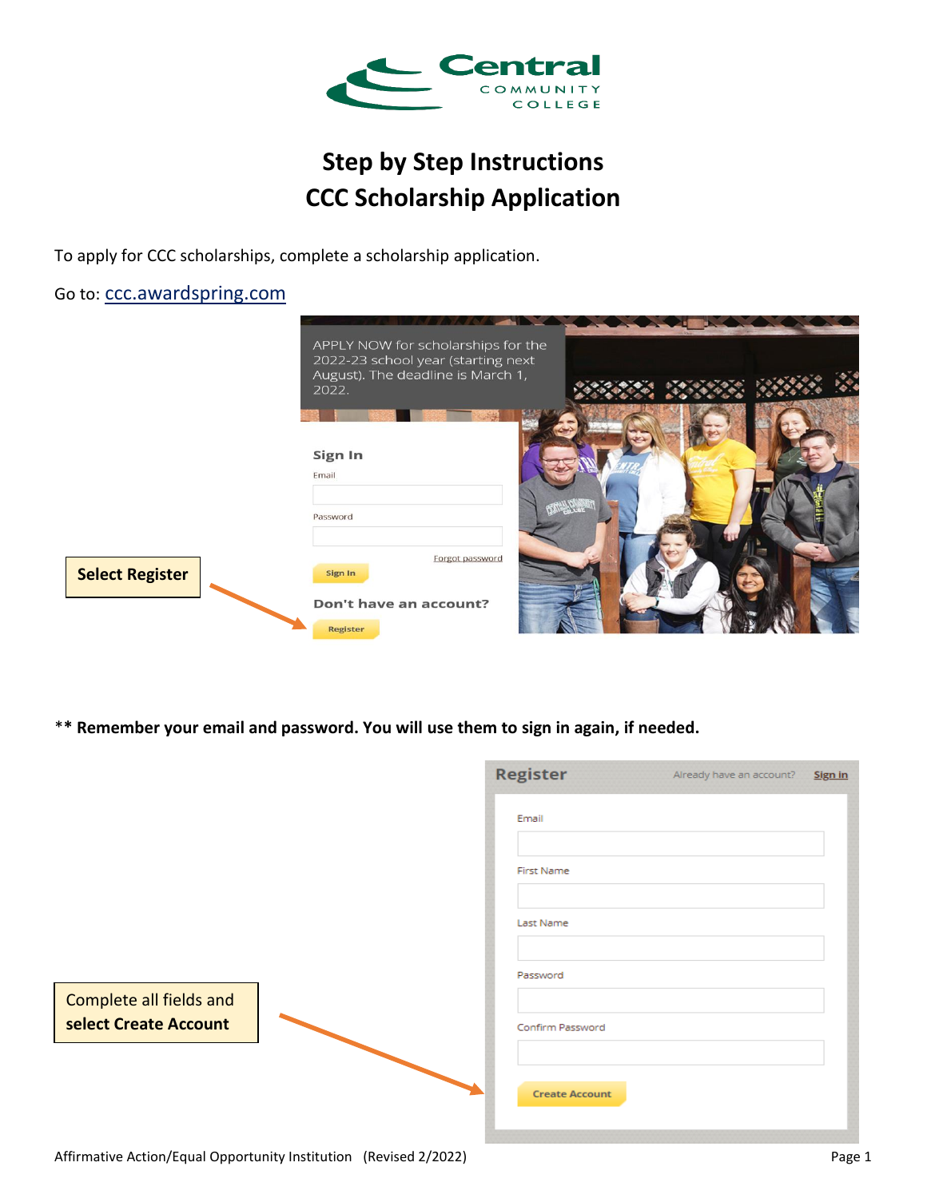# Step by Step Instructions
# CCC Scholarship Application

To apply for CCC scholarships, complete a scholarship application.

Go to: ccc.awardspring.com

APPLY NOW for scholarships for the 2022-23 school year (starting next August). The deadline is March 1, 2022.

**Sign In**

Email

Password

Forgot password

Sign In

**Don't have an account?**

Register

**Select Register**

\*\* **Remember your email and password. You will use them to sign in again, if needed.**

**Register** Already have an account? Sign In

Email

First Name

Last Name

Password

Confirm Password

Create Account

Complete all fields and **select Create Account**

Affirmative Action/Equal Opportunity Institution (Revised 2/2022)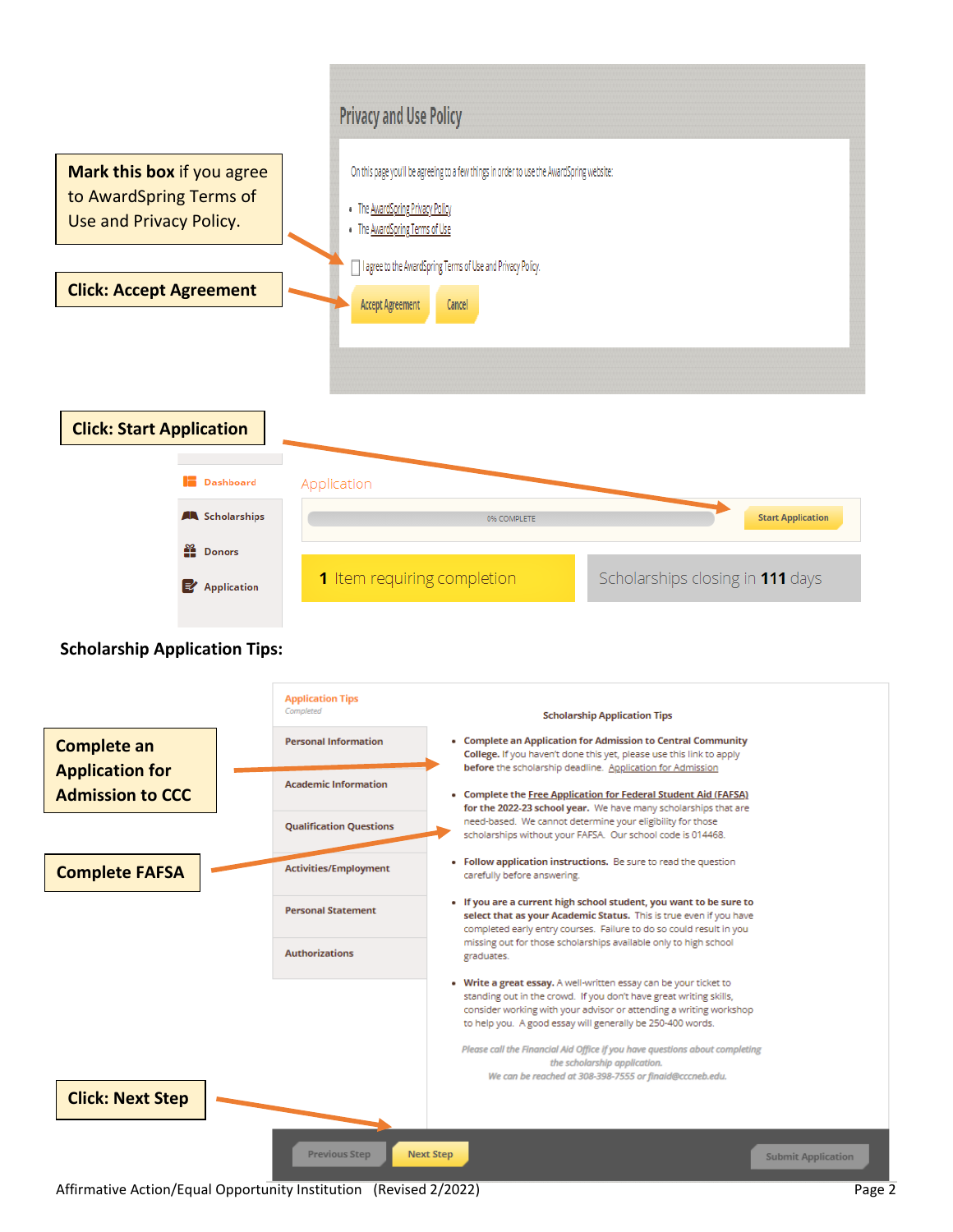**Mark this box** if you agree to AwardSpring Terms of Use and Privacy Policy.

**Click: Accept Agreement**

## Privacy and Use Policy

On this page you'll be agreeing to a few things in order to use the AwardSpring website:

- The AwardSpring Privacy Policy
- The AwardSpring Terms of Use

☐ I agree to the AwardSpring Terms of Use and Privacy Policy.

Accept Agreement | Cancel

**Click: Start Application**

Dashboard
Scholarships
Donors
Application

Application

0% COMPLETE — Start Application

**1** Item requiring completion

Scholarships closing in **111** days

**Scholarship Application Tips:**

**Complete an Application for Admission to CCC**

**Complete FAFSA**

**Click: Next Step**

Application Tips
*Completed*

Personal Information
Academic Information
Qualification Questions
Activities/Employment
Personal Statement
Authorizations

**Scholarship Application Tips**

- **Complete an Application for Admission to Central Community College.** If you haven't done this yet, please use this link to apply **before** the scholarship deadline. Application for Admission
- **Complete the Free Application for Federal Student Aid (FAFSA) for the 2022-23 school year.** We have many scholarships that are need-based. We cannot determine your eligibility for those scholarships without your FAFSA. Our school code is 014468.
- **Follow application instructions.** Be sure to read the question carefully before answering.
- **If you are a current high school student, you want to be sure to select that as your Academic Status.** This is true even if you have completed early entry courses. Failure to do so could result in you missing out for those scholarships available only to high school graduates.
- **Write a great essay.** A well-written essay can be your ticket to standing out in the crowd. If you don't have great writing skills, consider working with your advisor or attending a writing workshop to help you. A good essay will generally be 250-400 words.

*Please call the Financial Aid Office if you have questions about completing the scholarship application.*
*We can be reached at 308-398-7555 or finaid@cccneb.edu.*

Previous Step | Next Step | Submit Application

Affirmative Action/Equal Opportunity Institution (Revised 2/2022)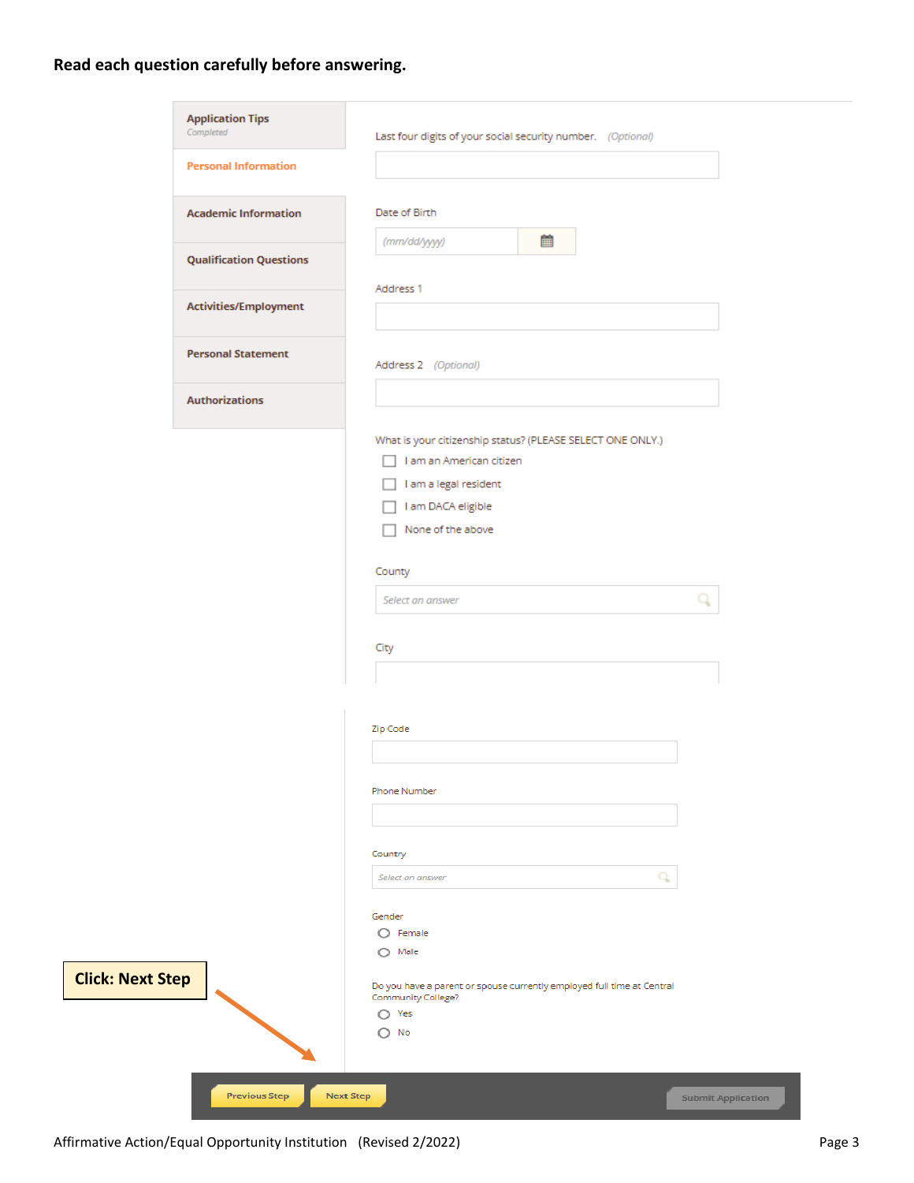**Read each question carefully before answering.**

- Application Tips
  *Completed*
- **Personal Information**
- Academic Information
- Qualification Questions
- Activities/Employment
- Personal Statement
- Authorizations

Last four digits of your social security number. *(Optional)*

Date of Birth

*(mm/dd/yyyy)*

Address 1

Address 2 *(Optional)*

What is your citizenship status? (PLEASE SELECT ONE ONLY.)

- [ ] I am an American citizen
- [ ] I am a legal resident
- [ ] I am DACA eligible
- [ ] None of the above

County

*Select an answer*

City

Zip Code

Phone Number

Country

*Select an answer*

Gender

- ○ Female
- ○ Male

Do you have a parent or spouse currently employed full time at Central Community College?

- ○ Yes
- ○ No

**Click: Next Step**

Previous Step | Next Step | Submit Application

Affirmative Action/Equal Opportunity Institution (Revised 2/2022)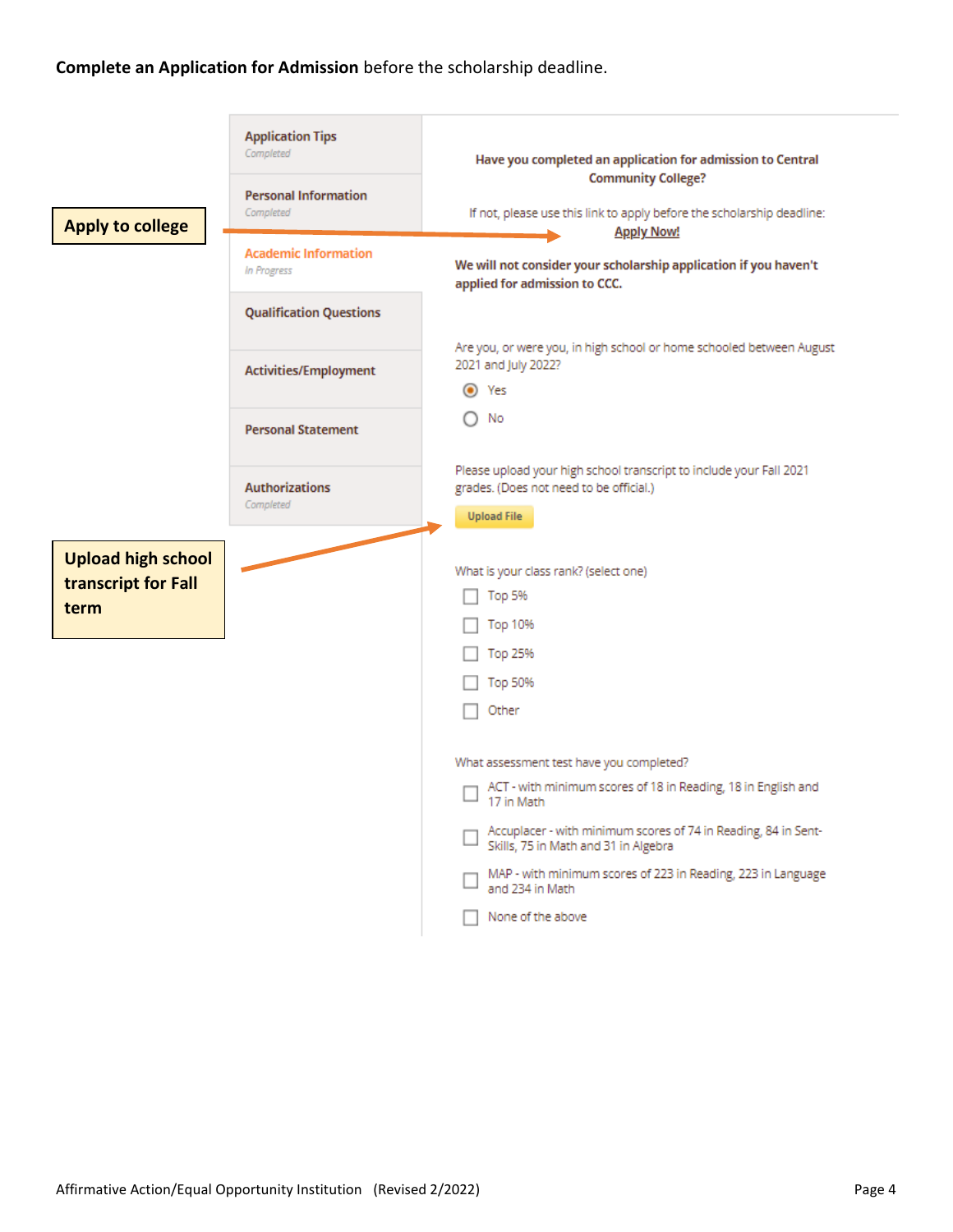**Complete an Application for Admission** before the scholarship deadline.

**Apply to college**

**Upload high school transcript for Fall term**

- **Application Tips** — *Completed*
- **Personal Information** — *Completed*
- **Academic Information** — *In Progress*
- **Qualification Questions**
- **Activities/Employment**
- **Personal Statement**
- **Authorizations** — *Completed*

**Have you completed an application for admission to Central Community College?**

If not, please use this link to apply before the scholarship deadline: **Apply Now!**

**We will not consider your scholarship application if you haven't applied for admission to CCC.**

Are you, or were you, in high school or home schooled between August 2021 and July 2022?

- (●) Yes
- ( ) No

Please upload your high school transcript to include your Fall 2021 grades. (Does not need to be official.)

**Upload File**

What is your class rank? (select one)

- [ ] Top 5%
- [ ] Top 10%
- [ ] Top 25%
- [ ] Top 50%
- [ ] Other

What assessment test have you completed?

- [ ] ACT - with minimum scores of 18 in Reading, 18 in English and 17 in Math
- [ ] Accuplacer - with minimum scores of 74 in Reading, 84 in Sent-Skills, 75 in Math and 31 in Algebra
- [ ] MAP - with minimum scores of 223 in Reading, 223 in Language and 234 in Math
- [ ] None of the above

Affirmative Action/Equal Opportunity Institution (Revised 2/2022)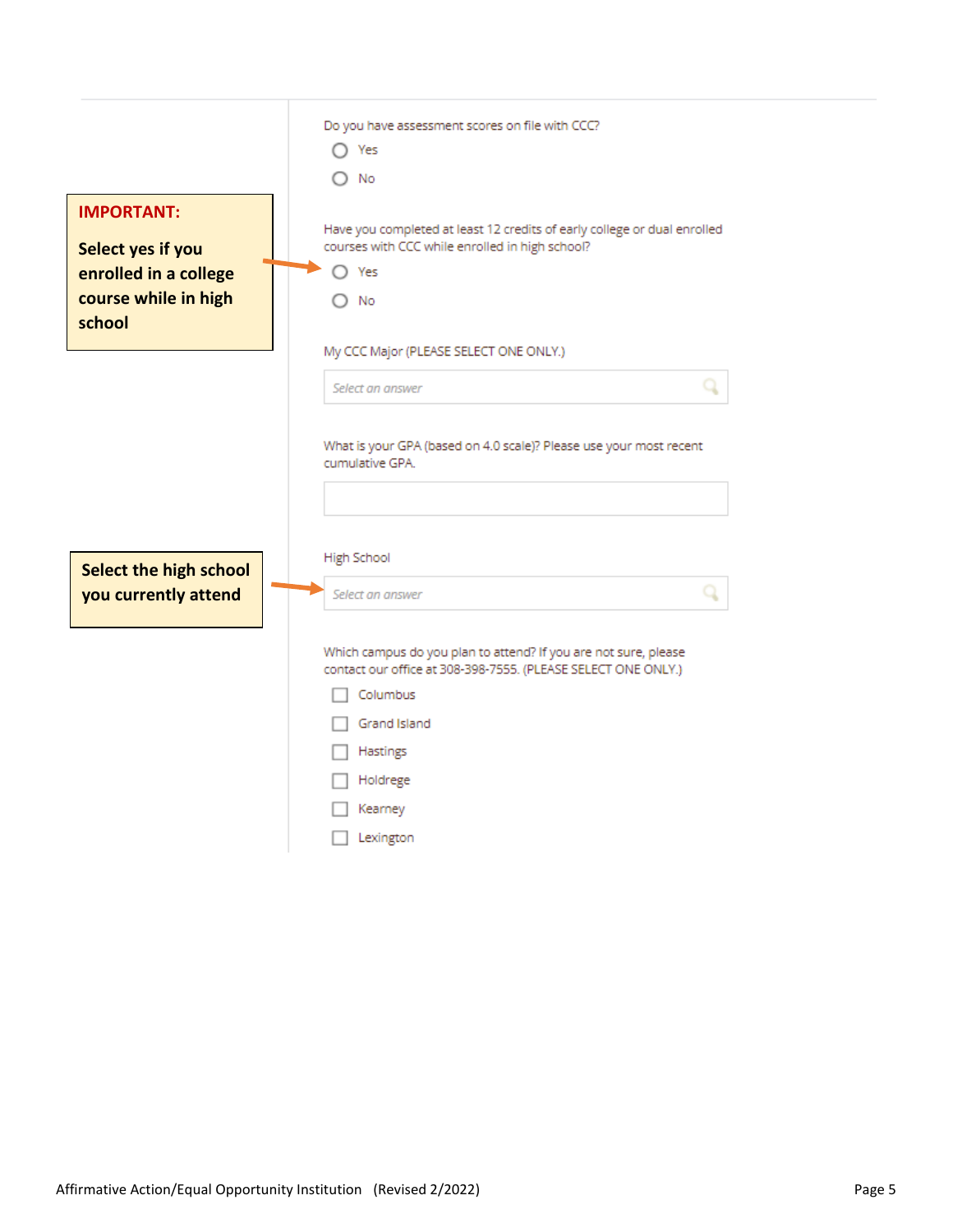Do you have assessment scores on file with CCC?

- ○ Yes
- ○ No

> **IMPORTANT:**
>
> **Select yes if you enrolled in a college course while in high school**

Have you completed at least 12 credits of early college or dual enrolled courses with CCC while enrolled in high school?

- ○ Yes
- ○ No

My CCC Major (PLEASE SELECT ONE ONLY.)

Select an answer

What is your GPA (based on 4.0 scale)? Please use your most recent cumulative GPA.

> **Select the high school you currently attend**

High School

Select an answer

Which campus do you plan to attend? If you are not sure, please contact our office at 308-398-7555. (PLEASE SELECT ONE ONLY.)

- ☐ Columbus
- ☐ Grand Island
- ☐ Hastings
- ☐ Holdrege
- ☐ Kearney
- ☐ Lexington

Affirmative Action/Equal Opportunity Institution (Revised 2/2022)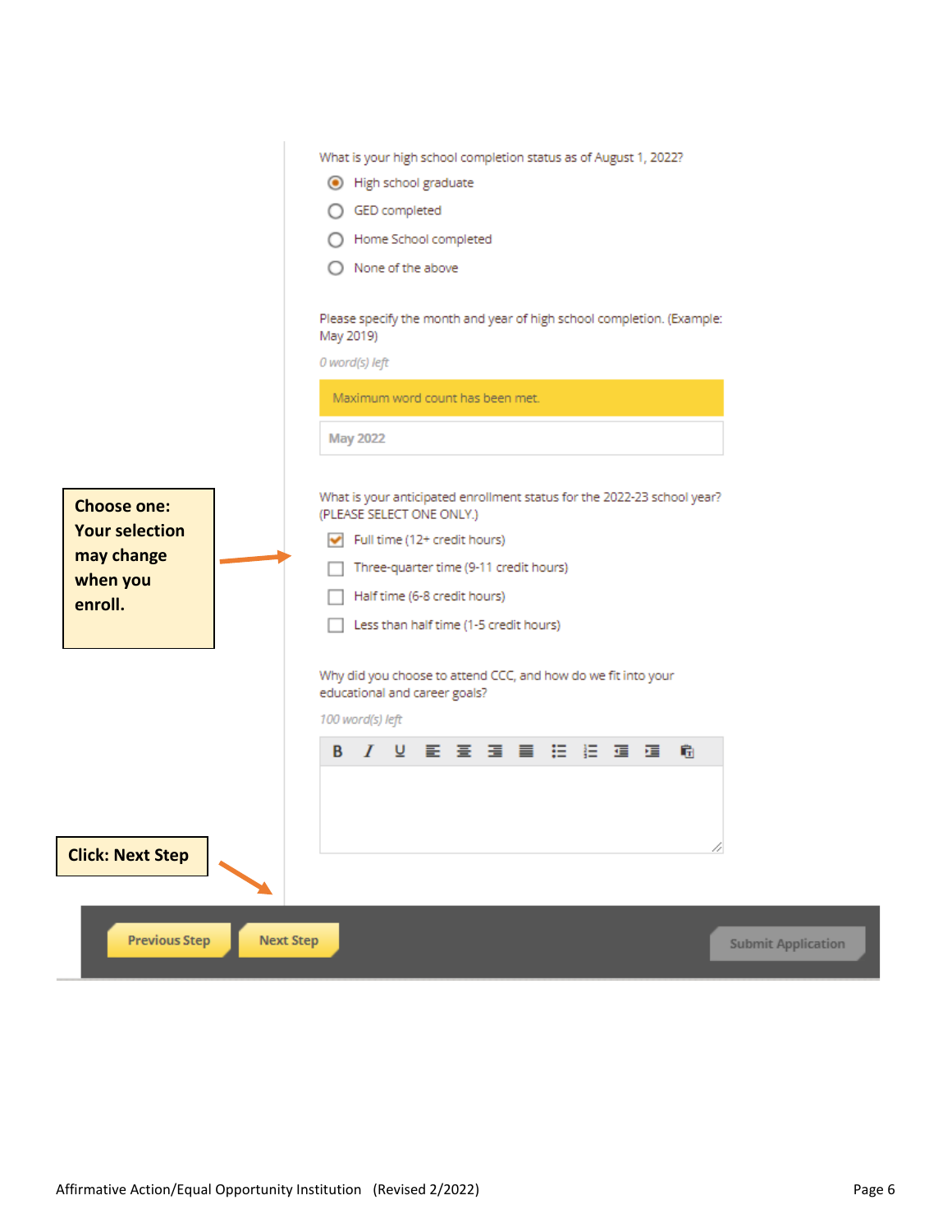What is your high school completion status as of August 1, 2022?

- (●) High school graduate
- ( ) GED completed
- ( ) Home School completed
- ( ) None of the above

Please specify the month and year of high school completion. (Example: May 2019)

*0 word(s) left*

Maximum word count has been met.

May 2022

**Choose one: Your selection may change when you enroll.**

What is your anticipated enrollment status for the 2022-23 school year? (PLEASE SELECT ONE ONLY.)

- [x] Full time (12+ credit hours)
- [ ] Three-quarter time (9-11 credit hours)
- [ ] Half time (6-8 credit hours)
- [ ] Less than half time (1-5 credit hours)

Why did you choose to attend CCC, and how do we fit into your educational and career goals?

*100 word(s) left*

**Click: Next Step**

Previous Step | Next Step | Submit Application

Affirmative Action/Equal Opportunity Institution (Revised 2/2022)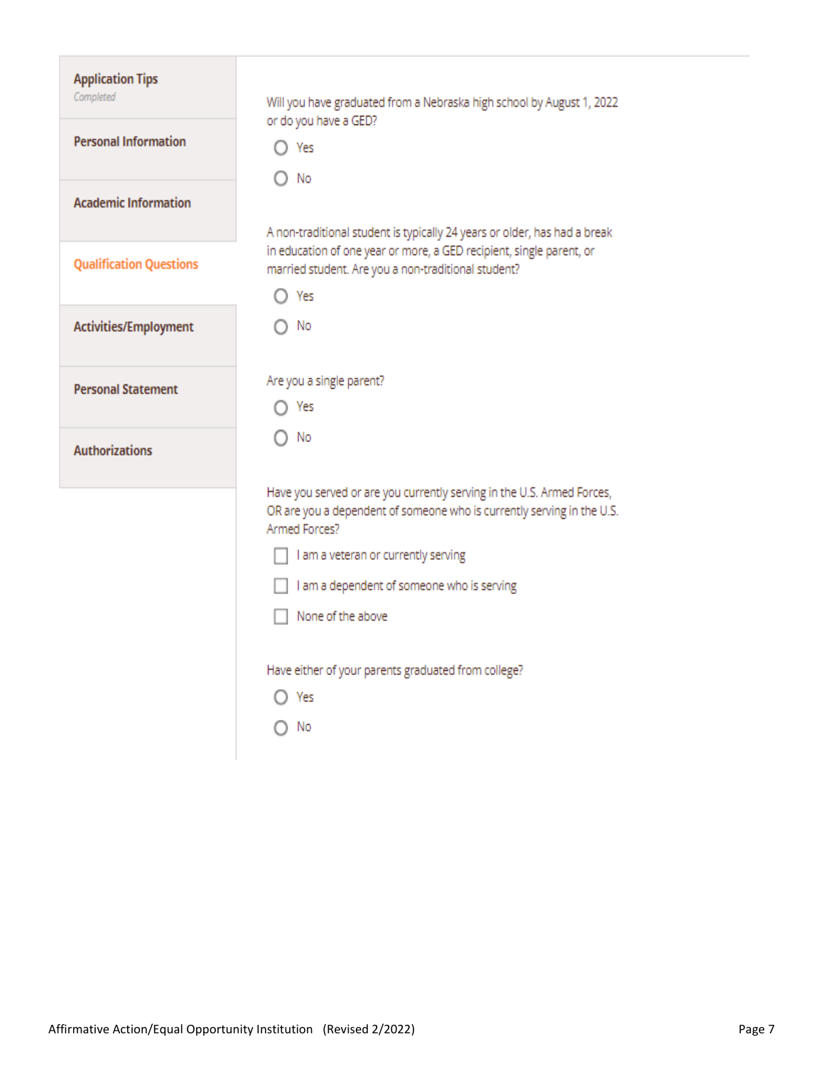- **Application Tips**
  *Completed*
- **Personal Information**
- **Academic Information**
- **Qualification Questions**
- **Activities/Employment**
- **Personal Statement**
- **Authorizations**

Will you have graduated from a Nebraska high school by August 1, 2022 or do you have a GED?

- ○ Yes
- ○ No

A non-traditional student is typically 24 years or older, has had a break in education of one year or more, a GED recipient, single parent, or married student. Are you a non-traditional student?

- ○ Yes
- ○ No

Are you a single parent?

- ○ Yes
- ○ No

Have you served or are you currently serving in the U.S. Armed Forces, OR are you a dependent of someone who is currently serving in the U.S. Armed Forces?

- ☐ I am a veteran or currently serving
- ☐ I am a dependent of someone who is serving
- ☐ None of the above

Have either of your parents graduated from college?

- ○ Yes
- ○ No

Affirmative Action/Equal Opportunity Institution (Revised 2/2022)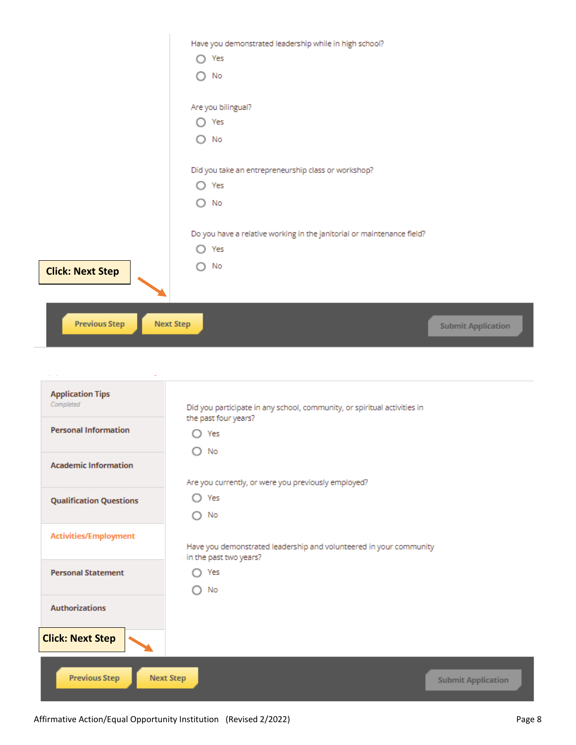Have you demonstrated leadership while in high school?

- Yes
- No

Are you bilingual?

- Yes
- No

Did you take an entrepreneurship class or workshop?

- Yes
- No

Do you have a relative working in the janitorial or maintenance field?

- Yes
- No

**Click: Next Step**

Previous Step | Next Step | Submit Application

---

- Application Tips *Completed*
- Personal Information
- Academic Information
- Qualification Questions
- Activities/Employment
- Personal Statement
- Authorizations

Did you participate in any school, community, or spiritual activities in the past four years?

- Yes
- No

Are you currently, or were you previously employed?

- Yes
- No

Have you demonstrated leadership and volunteered in your community in the past two years?

- Yes
- No

**Click: Next Step**

Previous Step | Next Step | Submit Application

Affirmative Action/Equal Opportunity Institution (Revised 2/2022)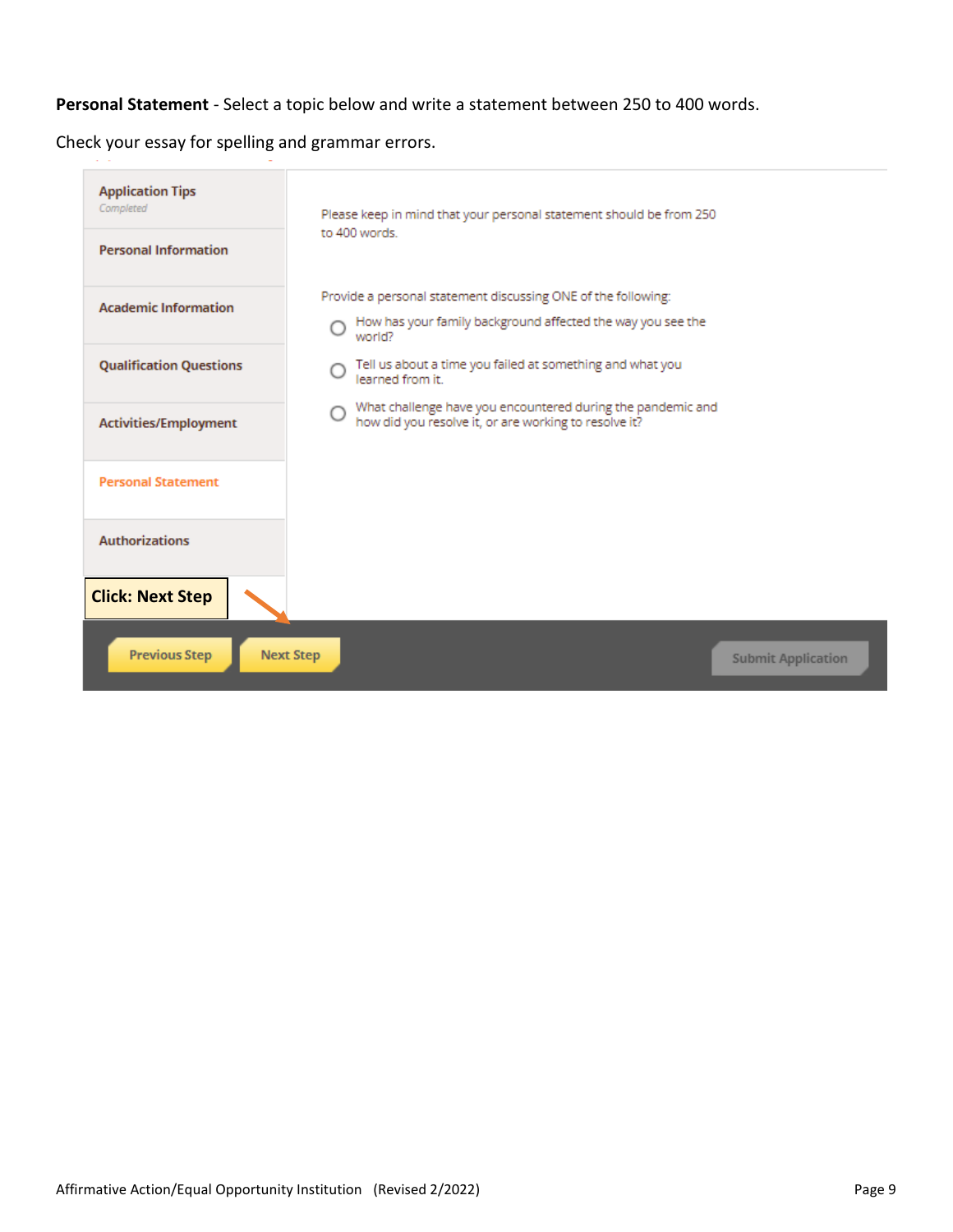**Personal Statement** - Select a topic below and write a statement between 250 to 400 words.

Check your essay for spelling and grammar errors.

- Application Tips (Completed)
- Personal Information
- Academic Information
- Qualification Questions
- Activities/Employment
- Personal Statement
- Authorizations

Please keep in mind that your personal statement should be from 250 to 400 words.

Provide a personal statement discussing ONE of the following:

- How has your family background affected the way you see the world?
- Tell us about a time you failed at something and what you learned from it.
- What challenge have you encountered during the pandemic and how did you resolve it, or are working to resolve it?

**Click: Next Step**

Previous Step | Next Step | Submit Application

Affirmative Action/Equal Opportunity Institution (Revised 2/2022)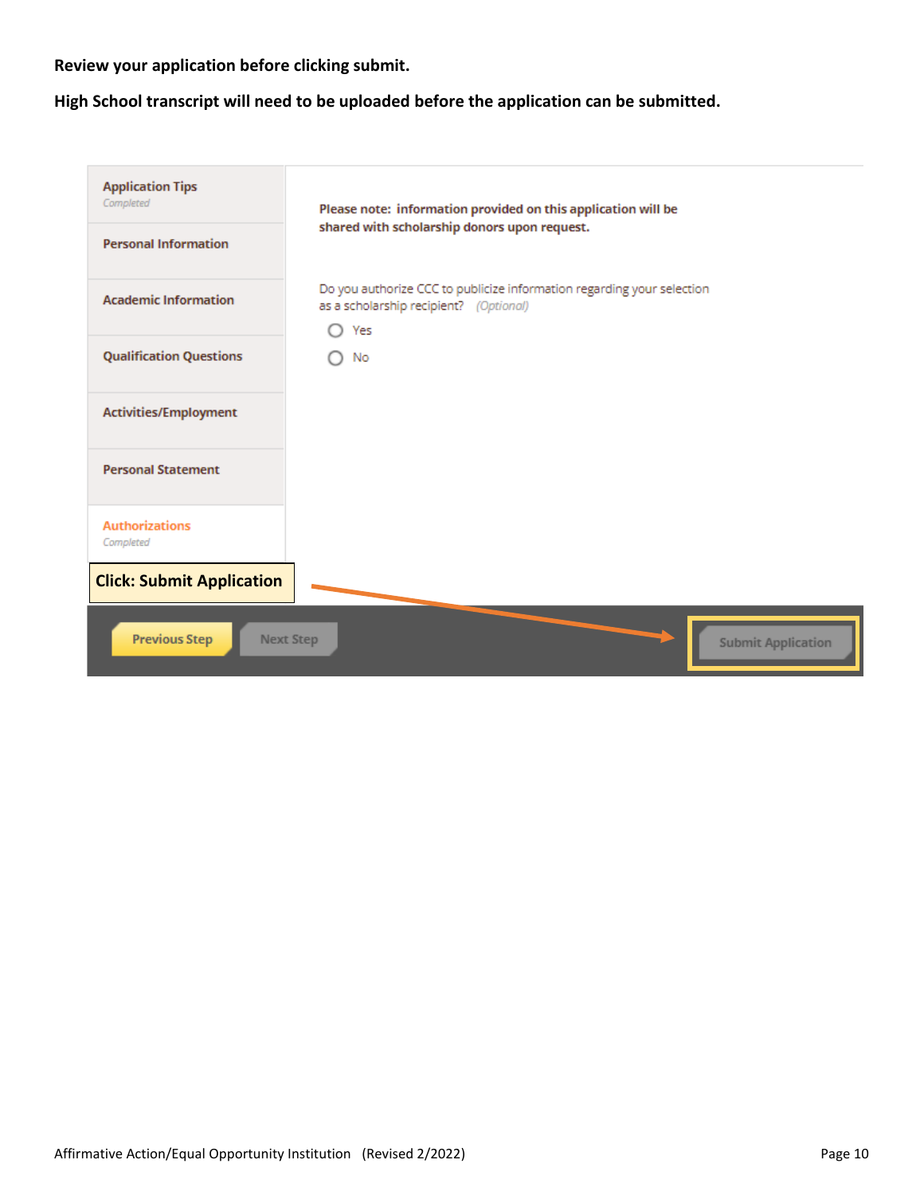**Review your application before clicking submit.**

**High School transcript will need to be uploaded before the application can be submitted.**

Application Tips
*Completed*

Personal Information

Academic Information

Qualification Questions

Activities/Employment

Personal Statement

Authorizations
*Completed*

**Please note: information provided on this application will be shared with scholarship donors upon request.**

Do you authorize CCC to publicize information regarding your selection as a scholarship recipient? *(Optional)*

- Yes
- No

**Click: Submit Application**

Previous Step | Next Step | Submit Application

Affirmative Action/Equal Opportunity Institution (Revised 2/2022)